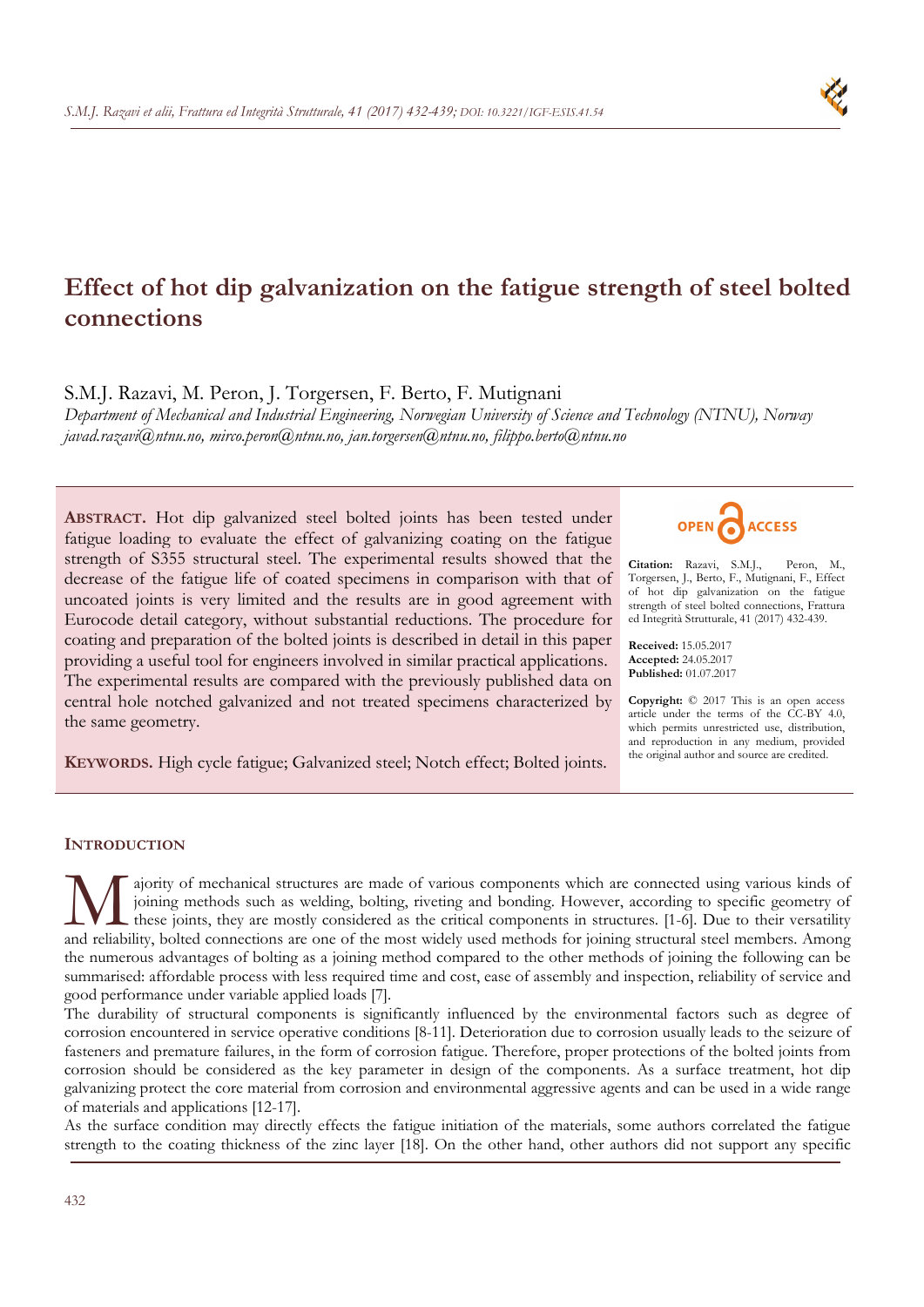# Effect of hot dip galvanization on the fatigue strength of steel bolted connections

S.M.J. Razavi, M. Peron, J. Torgersen, F. Berto, F. Mutignani

*Department of Mechanical and Industrial Engineering, Norwegian University of Science and Technology (NTNU), Norway*
*javad.razavi@ntnu.no, mirco.peron@ntnu.no, jan.torgersen@ntnu.no, filippo.berto@ntnu.no*

**ABSTRACT.** Hot dip galvanized steel bolted joints has been tested under fatigue loading to evaluate the effect of galvanizing coating on the fatigue strength of S355 structural steel. The experimental results showed that the decrease of the fatigue life of coated specimens in comparison with that of uncoated joints is very limited and the results are in good agreement with Eurocode detail category, without substantial reductions. The procedure for coating and preparation of the bolted joints is described in detail in this paper providing a useful tool for engineers involved in similar practical applications. The experimental results are compared with the previously published data on central hole notched galvanized and not treated specimens characterized by the same geometry.

**KEYWORDS.** High cycle fatigue; Galvanized steel; Notch effect; Bolted joints.

OPEN ACCESS

**Citation:** Razavi, S.M.J., Peron, M., Torgersen, J., Berto, F., Mutignani, F., Effect of hot dip galvanization on the fatigue strength of steel bolted connections, Frattura ed Integrità Strutturale, 41 (2017) 432-439.

**Received:** 15.05.2017
**Accepted:** 24.05.2017
**Published:** 01.07.2017

**Copyright:** © 2017 This is an open access article under the terms of the CC-BY 4.0, which permits unrestricted use, distribution, and reproduction in any medium, provided the original author and source are credited.

## INTRODUCTION

Majority of mechanical structures are made of various components which are connected using various kinds of joining methods such as welding, bolting, riveting and bonding. However, according to specific geometry of these joints, they are mostly considered as the critical components in structures. [1-6]. Due to their versatility and reliability, bolted connections are one of the most widely used methods for joining structural steel members. Among the numerous advantages of bolting as a joining method compared to the other methods of joining the following can be summarised: affordable process with less required time and cost, ease of assembly and inspection, reliability of service and good performance under variable applied loads [7].

The durability of structural components is significantly influenced by the environmental factors such as degree of corrosion encountered in service operative conditions [8-11]. Deterioration due to corrosion usually leads to the seizure of fasteners and premature failures, in the form of corrosion fatigue. Therefore, proper protections of the bolted joints from corrosion should be considered as the key parameter in design of the components. As a surface treatment, hot dip galvanizing protect the core material from corrosion and environmental aggressive agents and can be used in a wide range of materials and applications [12-17].

As the surface condition may directly effects the fatigue initiation of the materials, some authors correlated the fatigue strength to the coating thickness of the zinc layer [18]. On the other hand, other authors did not support any specific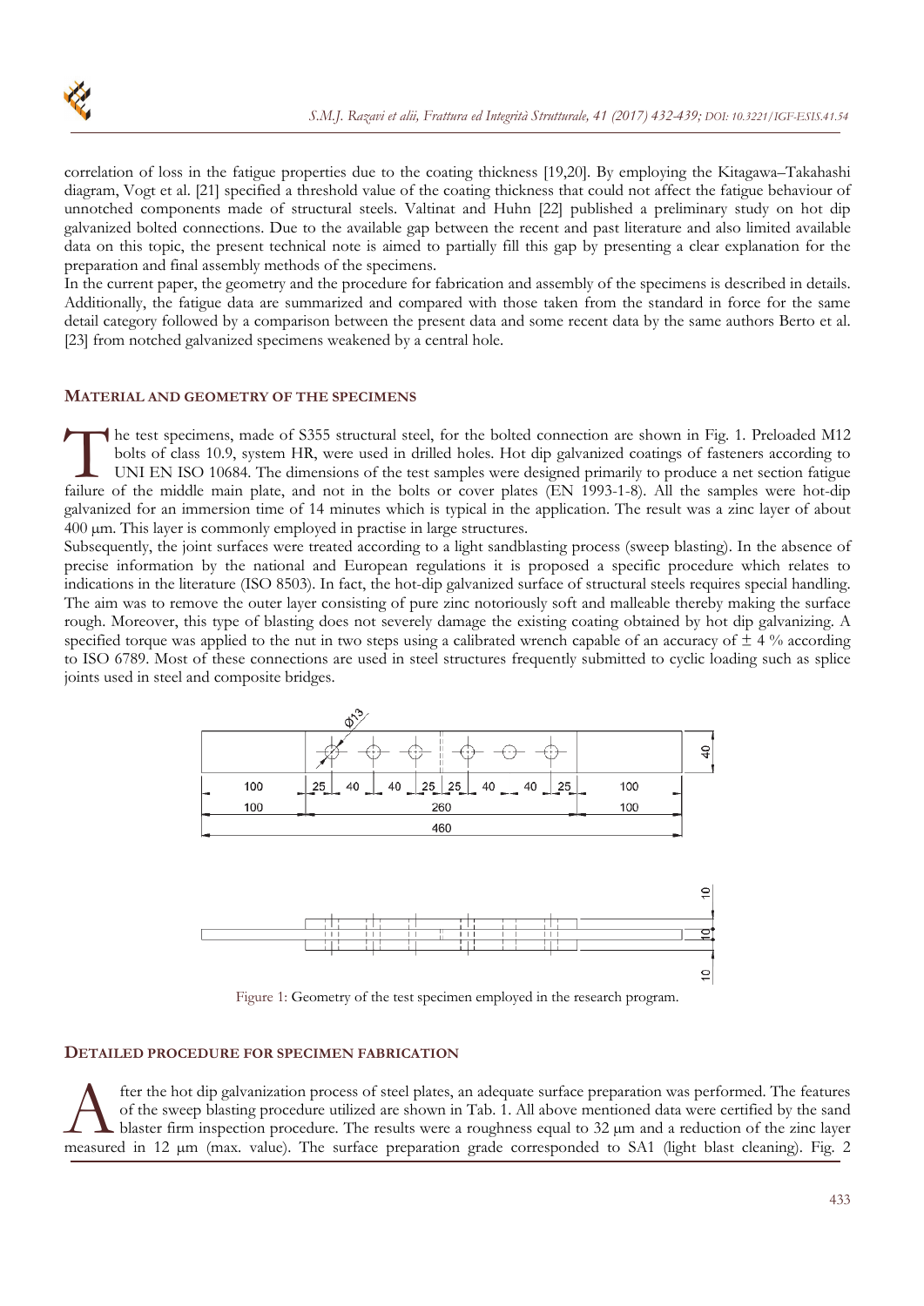correlation of loss in the fatigue properties due to the coating thickness [19,20]. By employing the Kitagawa–Takahashi diagram, Vogt et al. [21] specified a threshold value of the coating thickness that could not affect the fatigue behaviour of unnotched components made of structural steels. Valtinat and Huhn [22] published a preliminary study on hot dip galvanized bolted connections. Due to the available gap between the recent and past literature and also limited available data on this topic, the present technical note is aimed to partially fill this gap by presenting a clear explanation for the preparation and final assembly methods of the specimens.

In the current paper, the geometry and the procedure for fabrication and assembly of the specimens is described in details. Additionally, the fatigue data are summarized and compared with those taken from the standard in force for the same detail category followed by a comparison between the present data and some recent data by the same authors Berto et al. [23] from notched galvanized specimens weakened by a central hole.

## MATERIAL AND GEOMETRY OF THE SPECIMENS

The test specimens, made of S355 structural steel, for the bolted connection are shown in Fig. 1. Preloaded M12 bolts of class 10.9, system HR, were used in drilled holes. Hot dip galvanized coatings of fasteners according to UNI EN ISO 10684. The dimensions of the test samples were designed primarily to produce a net section fatigue failure of the middle main plate, and not in the bolts or cover plates (EN 1993-1-8). All the samples were hot-dip galvanized for an immersion time of 14 minutes which is typical in the application. The result was a zinc layer of about 400 μm. This layer is commonly employed in practise in large structures.

Subsequently, the joint surfaces were treated according to a light sandblasting process (sweep blasting). In the absence of precise information by the national and European regulations it is proposed a specific procedure which relates to indications in the literature (ISO 8503). In fact, the hot-dip galvanized surface of structural steels requires special handling. The aim was to remove the outer layer consisting of pure zinc notoriously soft and malleable thereby making the surface rough. Moreover, this type of blasting does not severely damage the existing coating obtained by hot dip galvanizing. A specified torque was applied to the nut in two steps using a calibrated wrench capable of an accuracy of ± 4 % according to ISO 6789. Most of these connections are used in steel structures frequently submitted to cyclic loading such as splice joints used in steel and composite bridges.

Figure 1: Geometry of the test specimen employed in the research program.

## DETAILED PROCEDURE FOR SPECIMEN FABRICATION

After the hot dip galvanization process of steel plates, an adequate surface preparation was performed. The features of the sweep blasting procedure utilized are shown in Tab. 1. All above mentioned data were certified by the sand blaster firm inspection procedure. The results were a roughness equal to 32 μm and a reduction of the zinc layer measured in 12 μm (max. value). The surface preparation grade corresponded to SA1 (light blast cleaning). Fig. 2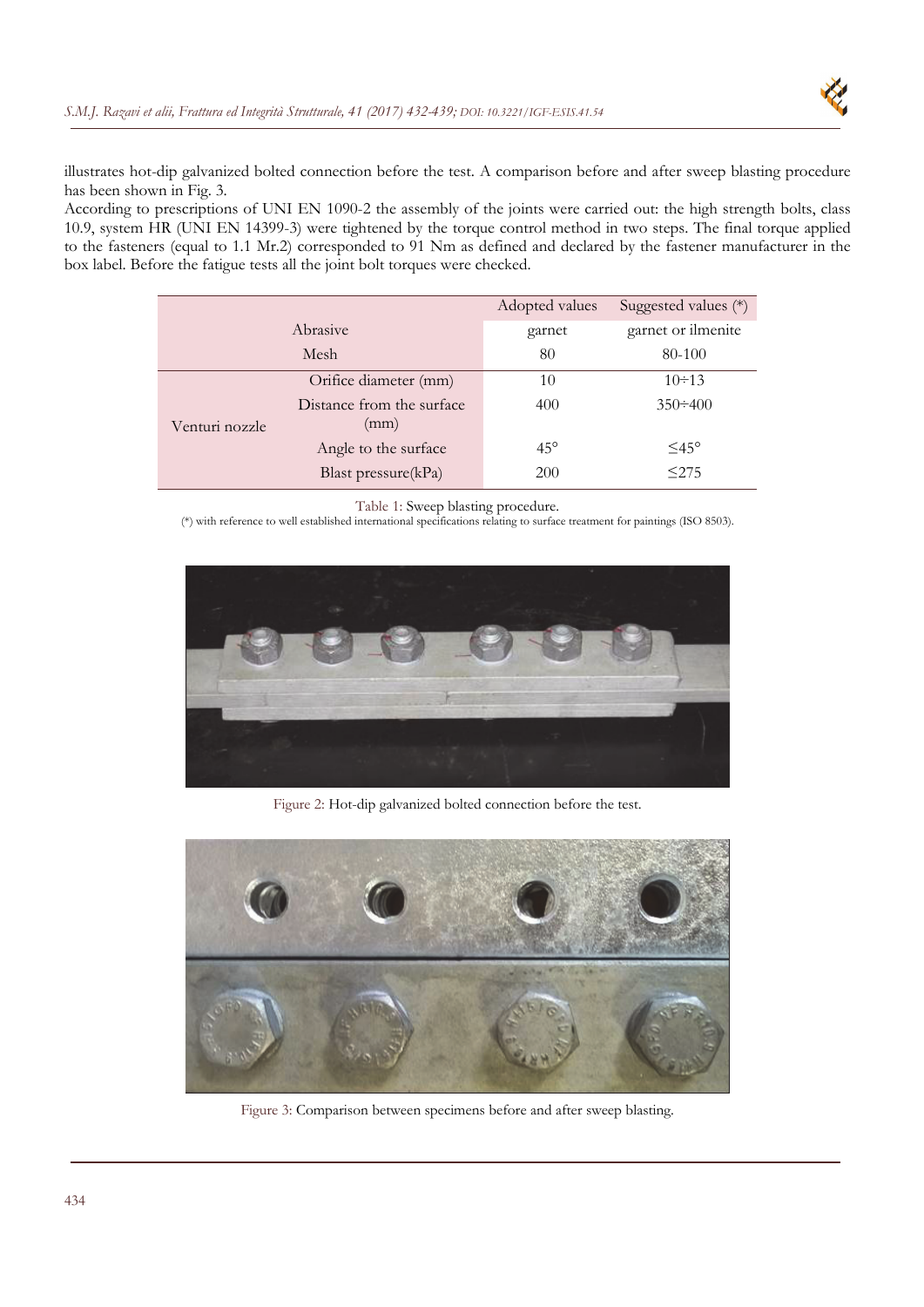illustrates hot-dip galvanized bolted connection before the test. A comparison before and after sweep blasting procedure has been shown in Fig. 3.

According to prescriptions of UNI EN 1090-2 the assembly of the joints were carried out: the high strength bolts, class 10.9, system HR (UNI EN 14399-3) were tightened by the torque control method in two steps. The final torque applied to the fasteners (equal to 1.1 Mr.2) corresponded to 91 Nm as defined and declared by the fastener manufacturer in the box label. Before the fatigue tests all the joint bolt torques were checked.

| | | Adopted values | Suggested values (*) |
|---|---|---|---|
| Abrasive | | garnet | garnet or ilmenite |
| Mesh | | 80 | 80-100 |
| Venturi nozzle | Orifice diameter (mm) | 10 | 10÷13 |
| | Distance from the surface (mm) | 400 | 350÷400 |
| | Angle to the surface | 45° | ≤45° |
| | Blast pressure(kPa) | 200 | ≤275 |

Table 1: Sweep blasting procedure.

(*) with reference to well established international specifications relating to surface treatment for paintings (ISO 8503).

Figure 2: Hot-dip galvanized bolted connection before the test.

Figure 3: Comparison between specimens before and after sweep blasting.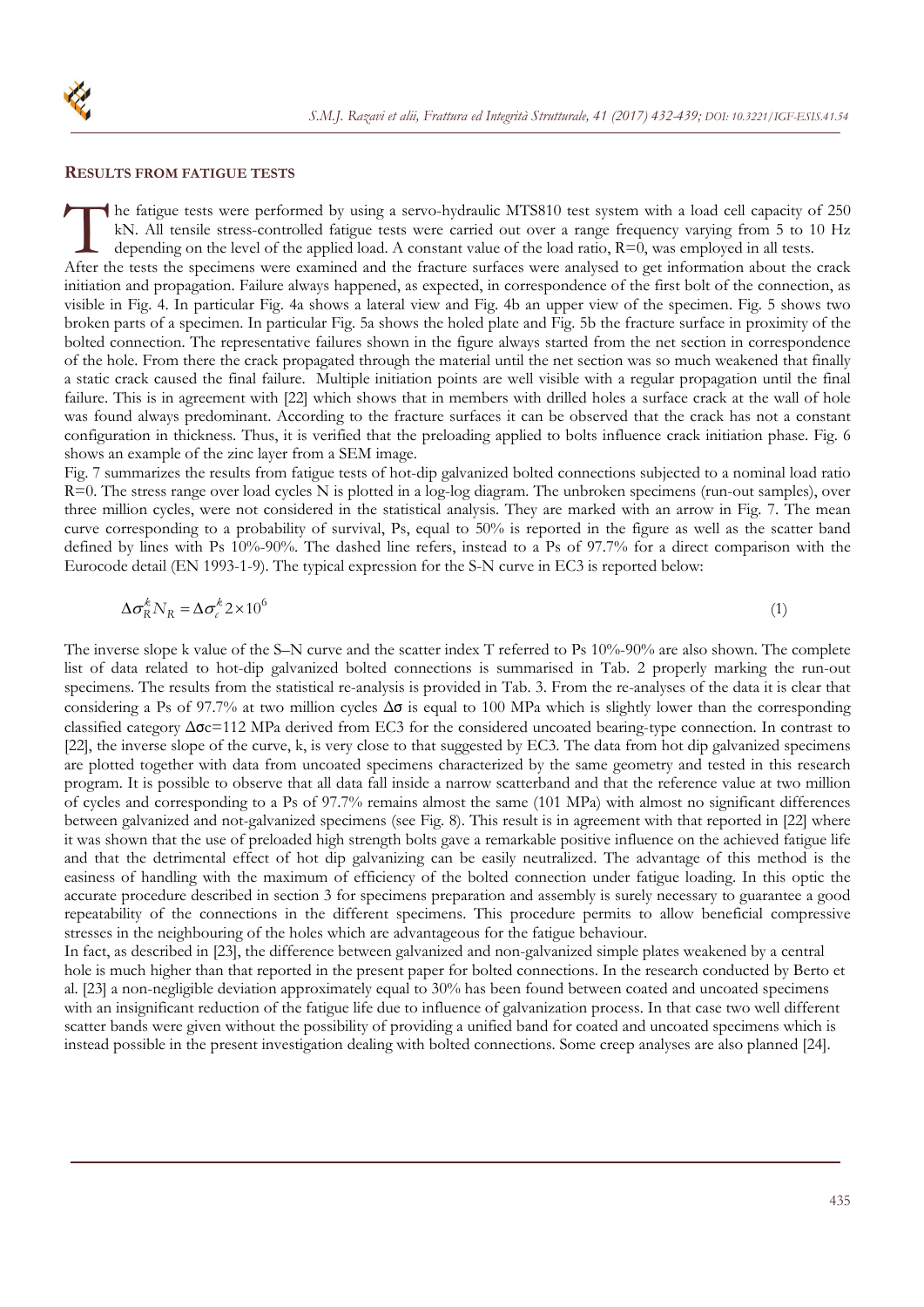## RESULTS FROM FATIGUE TESTS

The fatigue tests were performed by using a servo-hydraulic MTS810 test system with a load cell capacity of 250 kN. All tensile stress-controlled fatigue tests were carried out over a range frequency varying from 5 to 10 Hz depending on the level of the applied load. A constant value of the load ratio, R=0, was employed in all tests. After the tests the specimens were examined and the fracture surfaces were analysed to get information about the crack initiation and propagation. Failure always happened, as expected, in correspondence of the first bolt of the connection, as visible in Fig. 4. In particular Fig. 4a shows a lateral view and Fig. 4b an upper view of the specimen. Fig. 5 shows two broken parts of a specimen. In particular Fig. 5a shows the holed plate and Fig. 5b the fracture surface in proximity of the bolted connection. The representative failures shown in the figure always started from the net section in correspondence of the hole. From there the crack propagated through the material until the net section was so much weakened that finally a static crack caused the final failure. Multiple initiation points are well visible with a regular propagation until the final failure. This is in agreement with [22] which shows that in members with drilled holes a surface crack at the wall of hole was found always predominant. According to the fracture surfaces it can be observed that the crack has not a constant configuration in thickness. Thus, it is verified that the preloading applied to bolts influence crack initiation phase. Fig. 6 shows an example of the zinc layer from a SEM image.

Fig. 7 summarizes the results from fatigue tests of hot-dip galvanized bolted connections subjected to a nominal load ratio R=0. The stress range over load cycles N is plotted in a log-log diagram. The unbroken specimens (run-out samples), over three million cycles, were not considered in the statistical analysis. They are marked with an arrow in Fig. 7. The mean curve corresponding to a probability of survival, Ps, equal to 50% is reported in the figure as well as the scatter band defined by lines with Ps 10%-90%. The dashed line refers, instead to a Ps of 97.7% for a direct comparison with the Eurocode detail (EN 1993-1-9). The typical expression for the S-N curve in EC3 is reported below:

$$\Delta\sigma_R^k N_R = \Delta\sigma_c^k 2\times10^6 \tag{1}$$

The inverse slope k value of the S–N curve and the scatter index T referred to Ps 10%-90% are also shown. The complete list of data related to hot-dip galvanized bolted connections is summarised in Tab. 2 properly marking the run-out specimens. The results from the statistical re-analysis is provided in Tab. 3. From the re-analyses of the data it is clear that considering a Ps of 97.7% at two million cycles $\Delta\sigma$ is equal to 100 MPa which is slightly lower than the corresponding classified category $\Delta\sigma_c$=112 MPa derived from EC3 for the considered uncoated bearing-type connection. In contrast to [22], the inverse slope of the curve, k, is very close to that suggested by EC3. The data from hot dip galvanized specimens are plotted together with data from uncoated specimens characterized by the same geometry and tested in this research program. It is possible to observe that all data fall inside a narrow scatterband and that the reference value at two million of cycles and corresponding to a Ps of 97.7% remains almost the same (101 MPa) with almost no significant differences between galvanized and not-galvanized specimens (see Fig. 8). This result is in agreement with that reported in [22] where it was shown that the use of preloaded high strength bolts gave a remarkable positive influence on the achieved fatigue life and that the detrimental effect of hot dip galvanizing can be easily neutralized. The advantage of this method is the easiness of handling with the maximum of efficiency of the bolted connection under fatigue loading. In this optic the accurate procedure described in section 3 for specimens preparation and assembly is surely necessary to guarantee a good repeatability of the connections in the different specimens. This procedure permits to allow beneficial compressive stresses in the neighbouring of the holes which are advantageous for the fatigue behaviour.

In fact, as described in [23], the difference between galvanized and non-galvanized simple plates weakened by a central hole is much higher than that reported in the present paper for bolted connections. In the research conducted by Berto et al. [23] a non-negligible deviation approximately equal to 30% has been found between coated and uncoated specimens with an insignificant reduction of the fatigue life due to influence of galvanization process. In that case two well different scatter bands were given without the possibility of providing a unified band for coated and uncoated specimens which is instead possible in the present investigation dealing with bolted connections. Some creep analyses are also planned [24].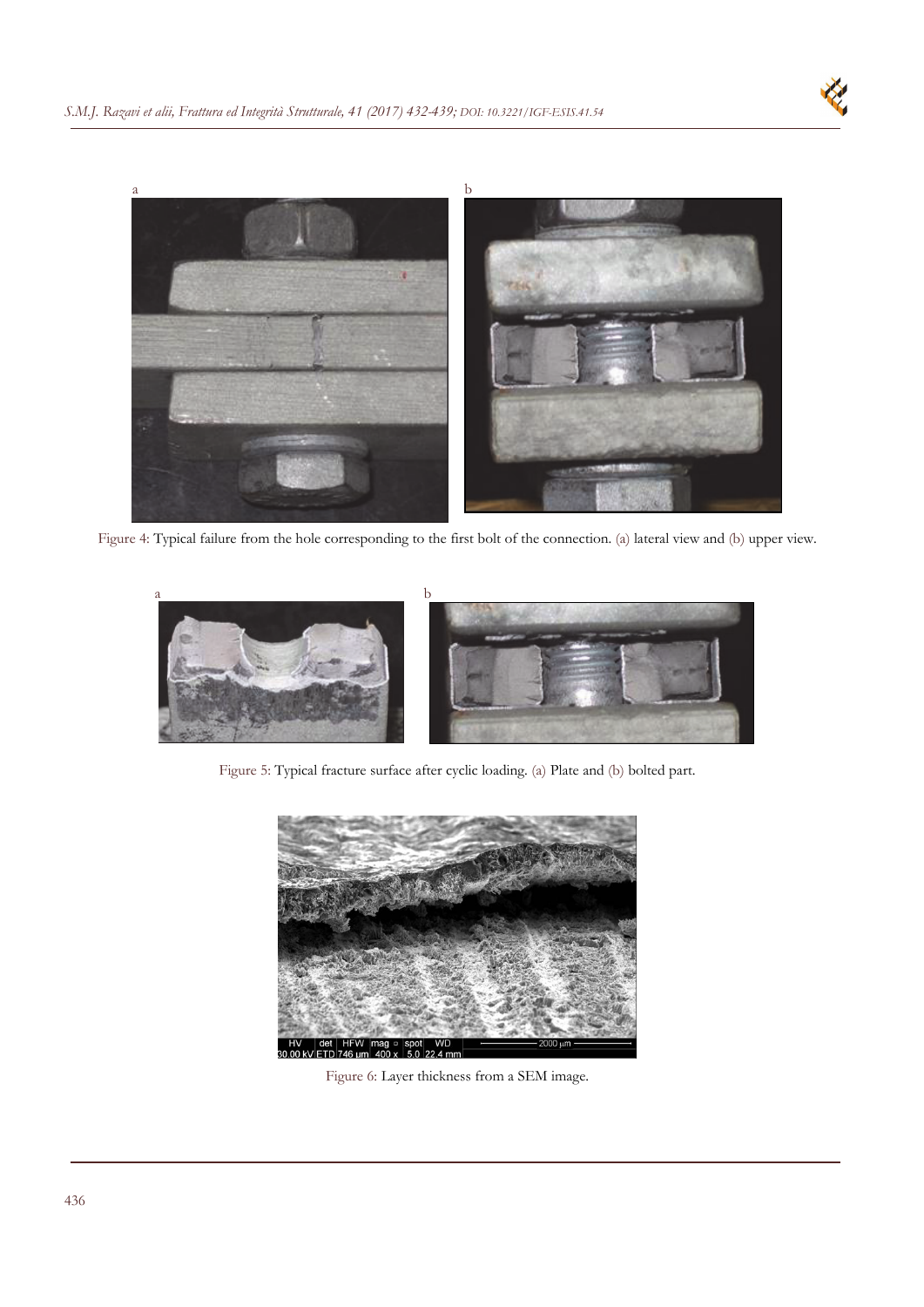Figure 4: Typical failure from the hole corresponding to the first bolt of the connection. (a) lateral view and (b) upper view.

Figure 5: Typical fracture surface after cyclic loading. (a) Plate and (b) bolted part.

Figure 6: Layer thickness from a SEM image.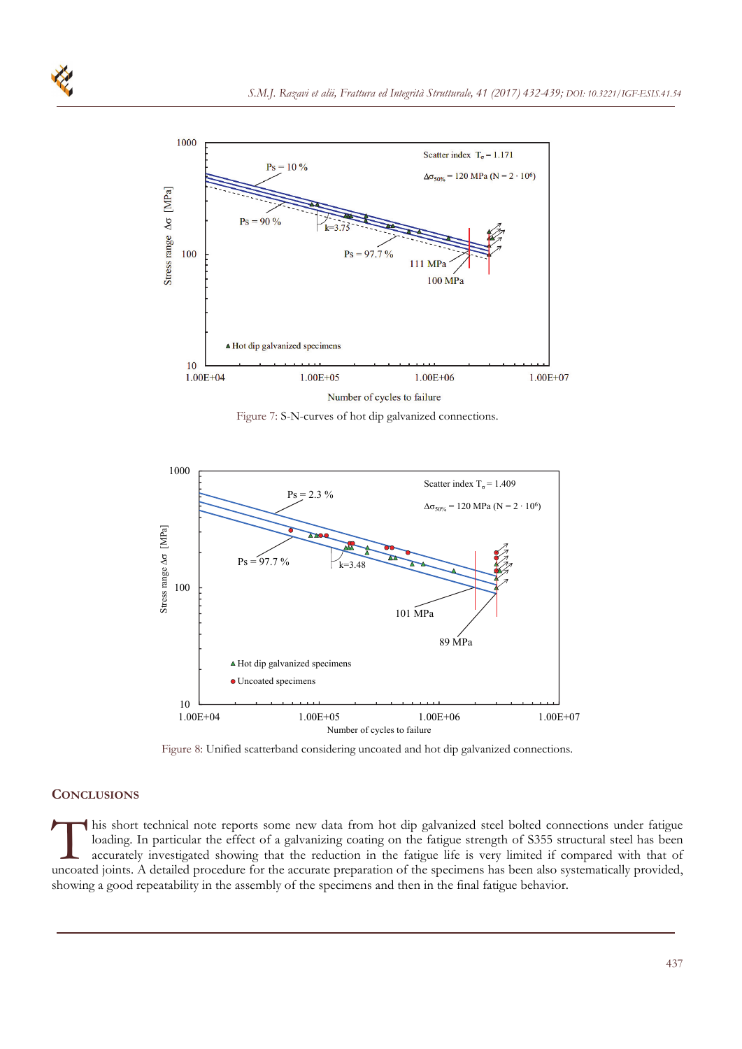Figure 7: S-N-curves of hot dip galvanized connections.

Figure 8: Unified scatterband considering uncoated and hot dip galvanized connections.

## CONCLUSIONS

This short technical note reports some new data from hot dip galvanized steel bolted connections under fatigue loading. In particular the effect of a galvanizing coating on the fatigue strength of S355 structural steel has been accurately investigated showing that the reduction in the fatigue life is very limited if compared with that of uncoated joints. A detailed procedure for the accurate preparation of the specimens has been also systematically provided, showing a good repeatability in the assembly of the specimens and then in the final fatigue behavior.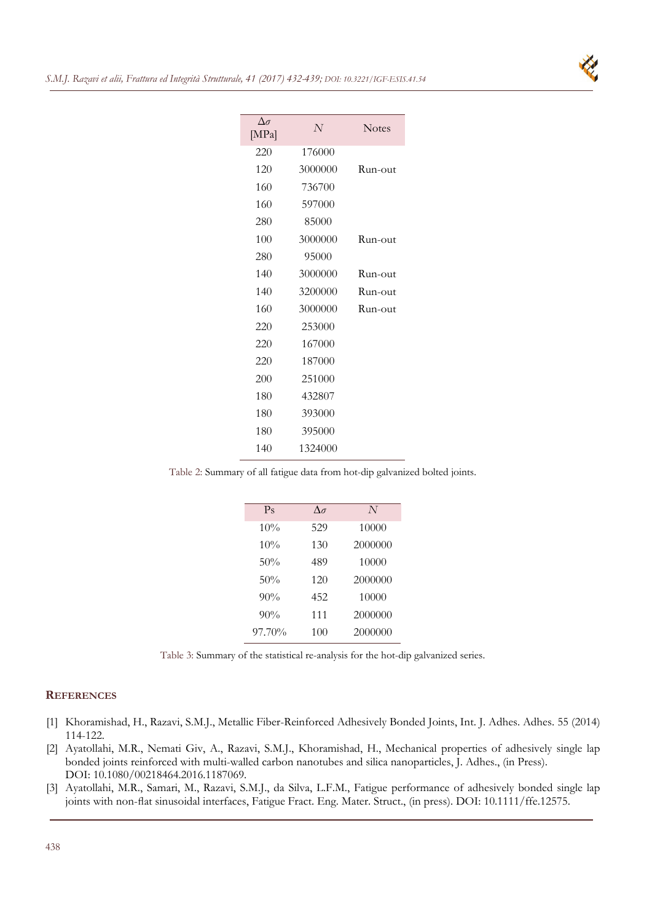| $\Delta\sigma$ [MPa] | $N$ | Notes |
|---|---|---|
| 220 | 176000 | |
| 120 | 3000000 | Run-out |
| 160 | 736700 | |
| 160 | 597000 | |
| 280 | 85000 | |
| 100 | 3000000 | Run-out |
| 280 | 95000 | |
| 140 | 3000000 | Run-out |
| 140 | 3200000 | Run-out |
| 160 | 3000000 | Run-out |
| 220 | 253000 | |
| 220 | 167000 | |
| 220 | 187000 | |
| 200 | 251000 | |
| 180 | 432807 | |
| 180 | 393000 | |
| 180 | 395000 | |
| 140 | 1324000 | |

Table 2: Summary of all fatigue data from hot-dip galvanized bolted joints.

| Ps | $\Delta\sigma$ | $N$ |
|---|---|---|
| 10% | 529 | 10000 |
| 10% | 130 | 2000000 |
| 50% | 489 | 10000 |
| 50% | 120 | 2000000 |
| 90% | 452 | 10000 |
| 90% | 111 | 2000000 |
| 97.70% | 100 | 2000000 |

Table 3: Summary of the statistical re-analysis for the hot-dip galvanized series.

## REFERENCES

[1] Khoramishad, H., Razavi, S.M.J., Metallic Fiber-Reinforced Adhesively Bonded Joints, Int. J. Adhes. Adhes. 55 (2014) 114-122.

[2] Ayatollahi, M.R., Nemati Giv, A., Razavi, S.M.J., Khoramishad, H., Mechanical properties of adhesively single lap bonded joints reinforced with multi-walled carbon nanotubes and silica nanoparticles, J. Adhes., (in Press). DOI: 10.1080/00218464.2016.1187069.

[3] Ayatollahi, M.R., Samari, M., Razavi, S.M.J., da Silva, L.F.M., Fatigue performance of adhesively bonded single lap joints with non-flat sinusoidal interfaces, Fatigue Fract. Eng. Mater. Struct., (in press). DOI: 10.1111/ffe.12575.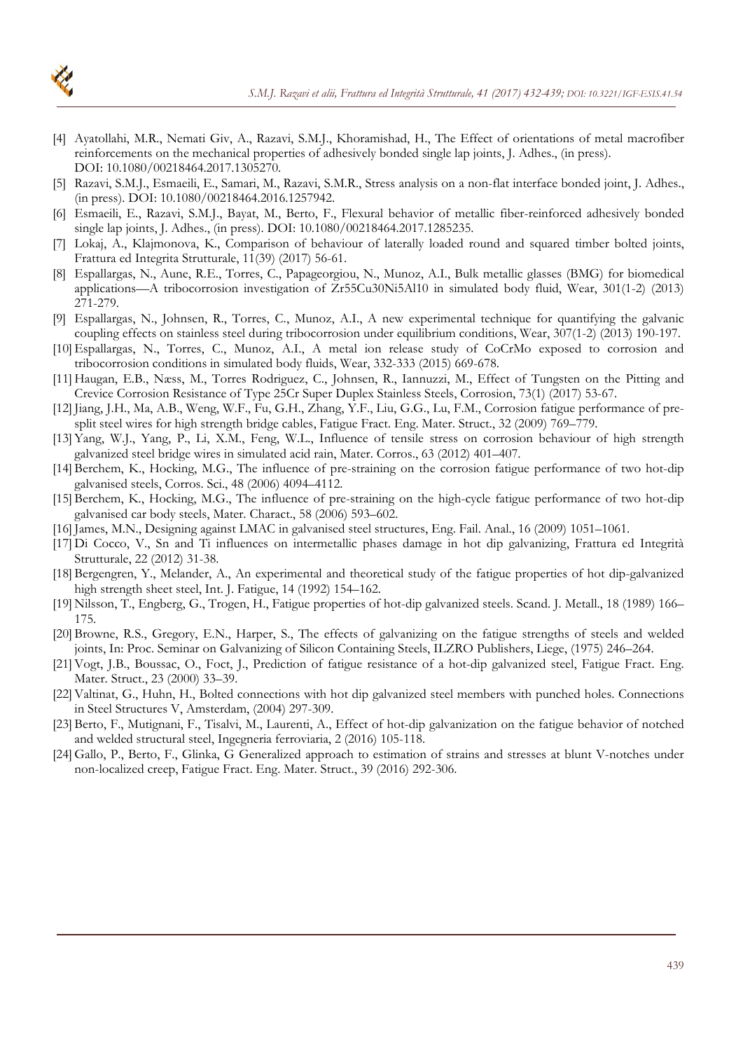[4] Ayatollahi, M.R., Nemati Giv, A., Razavi, S.M.J., Khoramishad, H., The Effect of orientations of metal macrofiber reinforcements on the mechanical properties of adhesively bonded single lap joints, J. Adhes., (in press). DOI: 10.1080/00218464.2017.1305270.

[5] Razavi, S.M.J., Esmaeili, E., Samari, M., Razavi, S.M.R., Stress analysis on a non-flat interface bonded joint, J. Adhes., (in press). DOI: 10.1080/00218464.2016.1257942.

[6] Esmaeili, E., Razavi, S.M.J., Bayat, M., Berto, F., Flexural behavior of metallic fiber-reinforced adhesively bonded single lap joints, J. Adhes., (in press). DOI: 10.1080/00218464.2017.1285235.

[7] Lokaj, A., Klajmonova, K., Comparison of behaviour of laterally loaded round and squared timber bolted joints, Frattura ed Integrita Strutturale, 11(39) (2017) 56-61.

[8] Espallargas, N., Aune, R.E., Torres, C., Papageorgiou, N., Munoz, A.I., Bulk metallic glasses (BMG) for biomedical applications—A tribocorrosion investigation of Zr55Cu30Ni5Al10 in simulated body fluid, Wear, 301(1-2) (2013) 271-279.

[9] Espallargas, N., Johnsen, R., Torres, C., Munoz, A.I., A new experimental technique for quantifying the galvanic coupling effects on stainless steel during tribocorrosion under equilibrium conditions, Wear, 307(1-2) (2013) 190-197.

[10] Espallargas, N., Torres, C., Munoz, A.I., A metal ion release study of CoCrMo exposed to corrosion and tribocorrosion conditions in simulated body fluids, Wear, 332-333 (2015) 669-678.

[11] Haugan, E.B., Næss, M., Torres Rodriguez, C., Johnsen, R., Iannuzzi, M., Effect of Tungsten on the Pitting and Crevice Corrosion Resistance of Type 25Cr Super Duplex Stainless Steels, Corrosion, 73(1) (2017) 53-67.

[12] Jiang, J.H., Ma, A.B., Weng, W.F., Fu, G.H., Zhang, Y.F., Liu, G.G., Lu, F.M., Corrosion fatigue performance of pre-split steel wires for high strength bridge cables, Fatigue Fract. Eng. Mater. Struct., 32 (2009) 769–779.

[13] Yang, W.J., Yang, P., Li, X.M., Feng, W.L., Influence of tensile stress on corrosion behaviour of high strength galvanized steel bridge wires in simulated acid rain, Mater. Corros., 63 (2012) 401–407.

[14] Berchem, K., Hocking, M.G., The influence of pre-straining on the corrosion fatigue performance of two hot-dip galvanised steels, Corros. Sci., 48 (2006) 4094–4112.

[15] Berchem, K., Hocking, M.G., The influence of pre-straining on the high-cycle fatigue performance of two hot-dip galvanised car body steels, Mater. Charact., 58 (2006) 593–602.

[16] James, M.N., Designing against LMAC in galvanised steel structures, Eng. Fail. Anal., 16 (2009) 1051–1061.

[17] Di Cocco, V., Sn and Ti influences on intermetallic phases damage in hot dip galvanizing, Frattura ed Integrità Strutturale, 22 (2012) 31-38.

[18] Bergengren, Y., Melander, A., An experimental and theoretical study of the fatigue properties of hot dip-galvanized high strength sheet steel, Int. J. Fatigue, 14 (1992) 154–162.

[19] Nilsson, T., Engberg, G., Trogen, H., Fatigue properties of hot-dip galvanized steels. Scand. J. Metall., 18 (1989) 166–175.

[20] Browne, R.S., Gregory, E.N., Harper, S., The effects of galvanizing on the fatigue strengths of steels and welded joints, In: Proc. Seminar on Galvanizing of Silicon Containing Steels, ILZRO Publishers, Liege, (1975) 246–264.

[21] Vogt, J.B., Boussac, O., Foct, J., Prediction of fatigue resistance of a hot-dip galvanized steel, Fatigue Fract. Eng. Mater. Struct., 23 (2000) 33–39.

[22] Valtinat, G., Huhn, H., Bolted connections with hot dip galvanized steel members with punched holes. Connections in Steel Structures V, Amsterdam, (2004) 297-309.

[23] Berto, F., Mutignani, F., Tisalvi, M., Laurenti, A., Effect of hot-dip galvanization on the fatigue behavior of notched and welded structural steel, Ingegneria ferroviaria, 2 (2016) 105-118.

[24] Gallo, P., Berto, F., Glinka, G Generalized approach to estimation of strains and stresses at blunt V-notches under non-localized creep, Fatigue Fract. Eng. Mater. Struct., 39 (2016) 292-306.